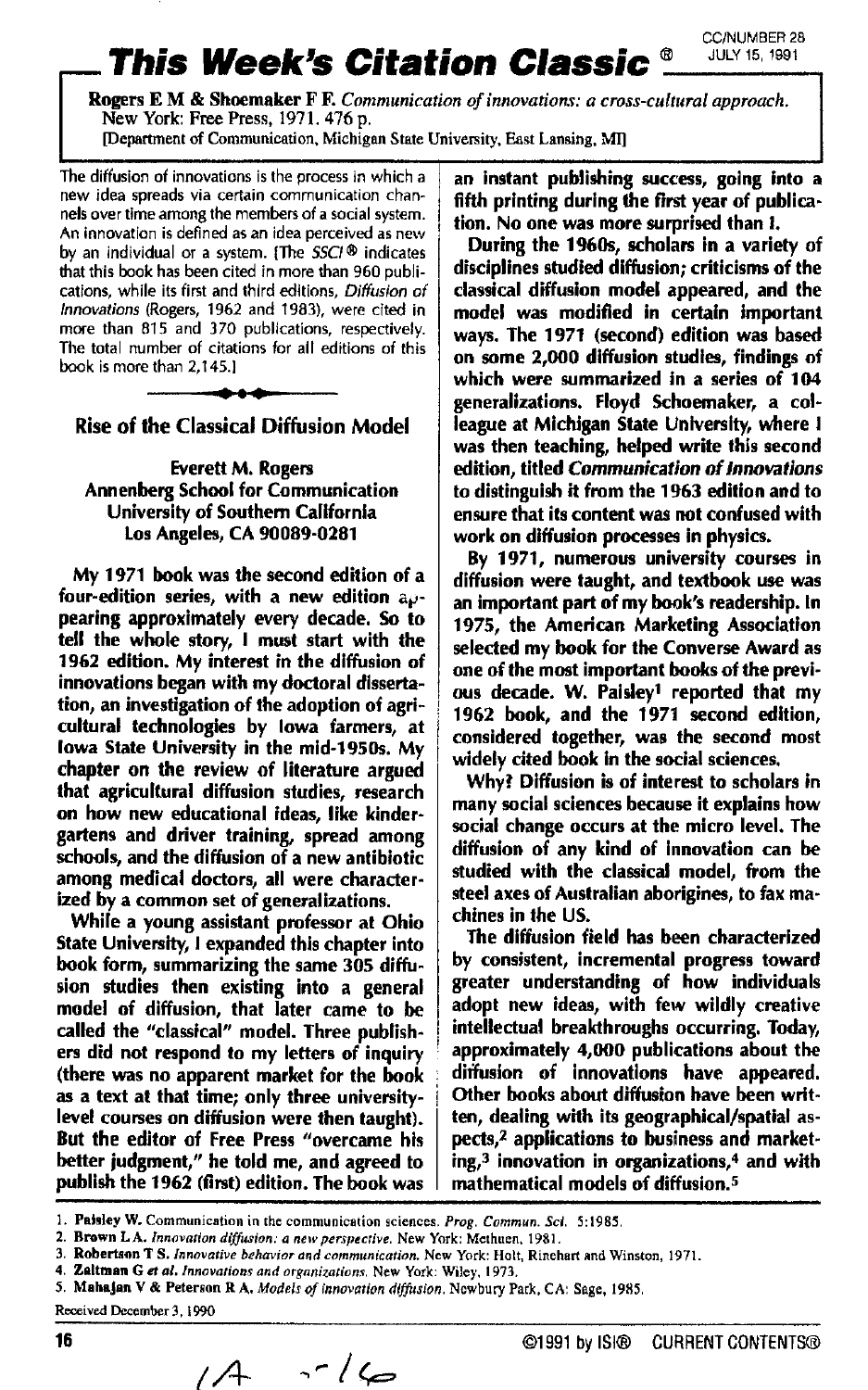# This Week's Citation Classic®

**Rogers E M & Shoemaker F F.** *Communication of innovations: a cross-cultural approach.* New York: Free Press, 1971. 476 p.
[Department of Communication, Michigan State University, East Lansing, MI]

The diffusion of innovations is the process in which a new idea spreads via certain communication channels over time among the members of a social system. An innovation is defined as an idea perceived as new by an individual or a system. [The *SSCI*® indicates that this book has been cited in more than 960 publications, while its first and third editions, *Diffusion of Innovations* (Rogers, 1962 and 1983), were cited in more than 815 and 370 publications, respectively. The total number of citations for all editions of this book is more than 2,145.]

## Rise of the Classical Diffusion Model

**Everett M. Rogers**
**Annenberg School for Communication**
**University of Southern California**
**Los Angeles, CA 90089-0281**

My 1971 book was the second edition of a four-edition series, with a new edition appearing approximately every decade. So to tell the whole story, I must start with the 1962 edition. My interest in the diffusion of innovations began with my doctoral dissertation, an investigation of the adoption of agricultural technologies by Iowa farmers, at Iowa State University in the mid-1950s. My chapter on the review of literature argued that agricultural diffusion studies, research on how new educational ideas, like kindergartens and driver training, spread among schools, and the diffusion of a new antibiotic among medical doctors, all were characterized by a common set of generalizations.

While a young assistant professor at Ohio State University, I expanded this chapter into book form, summarizing the same 305 diffusion studies then existing into a general model of diffusion, that later came to be called the "classical" model. Three publishers did not respond to my letters of inquiry (there was no apparent market for the book as a text at that time; only three university-level courses on diffusion were then taught). But the editor of Free Press "overcame his better judgment," he told me, and agreed to publish the 1962 (first) edition. The book was an instant publishing success, going into a fifth printing during the first year of publication. No one was more surprised than I.

During the 1960s, scholars in a variety of disciplines studied diffusion; criticisms of the classical diffusion model appeared, and the model was modified in certain important ways. The 1971 (second) edition was based on some 2,000 diffusion studies, findings of which were summarized in a series of 104 generalizations. Floyd Schoemaker, a colleague at Michigan State University, where I was then teaching, helped write this second edition, titled *Communication of Innovations* to distinguish it from the 1963 edition and to ensure that its content was not confused with work on diffusion processes in physics.

By 1971, numerous university courses in diffusion were taught, and textbook use was an important part of my book's readership. In 1975, the American Marketing Association selected my book for the Converse Award as one of the most important books of the previous decade. W. Paisley[1] reported that my 1962 book, and the 1971 second edition, considered together, was the second most widely cited book in the social sciences.

Why? Diffusion is of interest to scholars in many social sciences because it explains how social change occurs at the micro level. The diffusion of any kind of innovation can be studied with the classical model, from the steel axes of Australian aborigines, to fax machines in the US.

The diffusion field has been characterized by consistent, incremental progress toward greater understanding of how individuals adopt new ideas, with few wildly creative intellectual breakthroughs occurring. Today, approximately 4,000 publications about the diffusion of innovations have appeared. Other books about diffusion have been written, dealing with its geographical/spatial aspects,[2] applications to business and marketing,[3] innovation in organizations,[4] and with mathematical models of diffusion.[5]

1. **Paisley W.** Communication in the communication sciences. *Prog. Commun. Sci.* 5:1985.
2. **Brown L A.** *Innovation diffusion: a new perspective.* New York: Methuen, 1981.
3. **Robertson T S.** *Innovative behavior and communication.* New York: Holt, Rinehart and Winston, 1971.
4. **Zaltman G** *et al. Innovations and organizations.* New York: Wiley, 1973.
5. **Mahajan V & Peterson R A.** *Models of innovation diffusion.* Newbury Park, CA: Sage, 1985.

Received December 3, 1990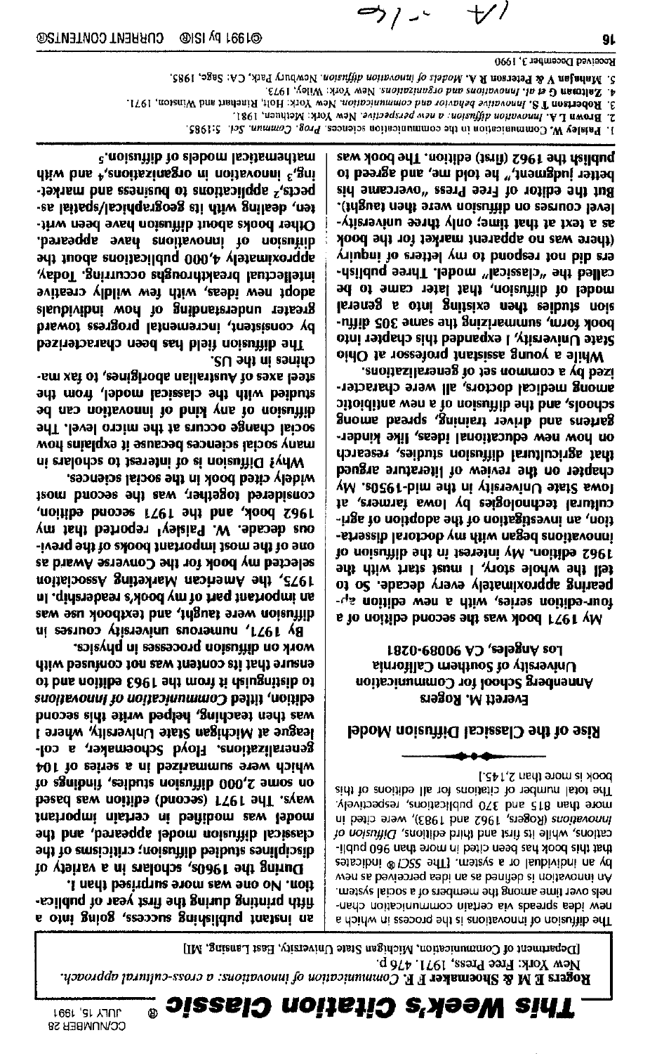# This Week's Citation Classic®

CC/NUMBER 28
JULY 15, 1991

**Rogers E M & Shoemaker F F.** *Communication of innovations: a cross-cultural approach.* New York: Free Press, 1971. 476 p.
[Department of Communication, Michigan State University, East Lansing, MI]

The diffusion of innovations is the process in which a new idea spreads via certain communication channels over time among the members of a social system. An innovation is defined as an idea perceived as new by an individual or a system. [The *SSCI*® indicates that this book has been cited in more than 960 publications, while its first and third editions, *Diffusion of Innovations* (Rogers, 1962 and 1983), were cited in more than 815 and 370 publications, respectively. The total number of citations for all editions of this book is more than 2,145.]

## Rise of the Classical Diffusion Model

Everett M. Rogers
Annenberg School for Communication
University of Southern California
Los Angeles, CA 90089-0281

My 1971 book was the second edition of a four-edition series, with a new edition appearing approximately every decade. So to tell the whole story, I must start with the 1962 edition. My interest in the diffusion of innovations began with my doctoral dissertation, an investigation of the adoption of agricultural technologies by Iowa farmers, at Iowa State University in the mid-1950s. My chapter on the review of literature argued that agricultural diffusion studies, research on how new educational ideas, like kindergartens and driver training, spread among schools, and the diffusion of a new antibiotic among medical doctors, all were characterized by a common set of generalizations.

While a young assistant professor at Ohio State University, I expanded this chapter into book form, summarizing the same 305 diffusion studies then existing into a general model of diffusion, that later came to be called the "classical" model. Three publishers did not respond to my letters of inquiry (there was no apparent market for the book as a text at that time; only three university-level courses on diffusion were then taught). But the editor of Free Press "overcame his better judgment," he told me, and agreed to publish the 1962 (first) edition. The book was an instant publishing success, going into a fifth printing during the first year of publication. No one was more surprised than I.

During the 1960s, scholars in a variety of disciplines studied diffusion; criticisms of the classical diffusion model appeared, and the model was modified in certain important ways. The 1971 (second) edition was based on some 2,000 diffusion studies, findings of which were summarized in a series of 104 generalizations. Floyd Shoemaker, a colleague at Michigan State University, where I was then teaching, helped write this second edition, titled *Communication of Innovations* to distinguish it from the 1963 edition and to ensure that its content was not confused with work on diffusion processes in physics.

By 1971, numerous university courses in diffusion were taught, and textbook use was an important part of my book's readership. In 1975, the American Marketing Association selected my book for the Converse Award as one of the most important books of the previous decade. W. Paisley[1] reported that my 1962 book and the 1971 second edition, considered together, was the second most widely cited book in the social sciences.

Why? Diffusion is of interest to scholars in many social sciences because it explains how social change occurs at the micro level. The diffusion of any kind of innovation can be studied with the classical model, from the steel axes of Australian aborigines, to fax machines in the US.

The diffusion field has been characterized by consistent, incremental progress toward greater understanding of how individuals adopt new ideas, with few wildly creative intellectual breakthroughs occurring. Today, approximately 4,000 publications about the diffusion of innovations have appeared. Other books about diffusion have been written, dealing with its geographical/spatial aspects,[2] applications to business and marketing,[3] innovation in organizations,[4] and with mathematical models of diffusion.[5]

1. Paisley W. Communication in the communication sciences. *Prog. Commun. Sci.* 5:1985.
2. Brown L A. *Innovation diffusion: a new perspective.* New York: Methuen, 1981.
3. Robertson T S. *Innovative behavior and communication.* New York: Holt, Rinehart and Winston, 1971.
4. Zaltman G *et al. Innovations and organizations.* New York: Wiley, 1973.
5. Mahajan V & Peterson R A. *Models of innovation diffusion.* Newbury Park, CA: Sage, 1985.

Received December 3, 1990

©1991 by ISI® CURRENT CONTENTS®